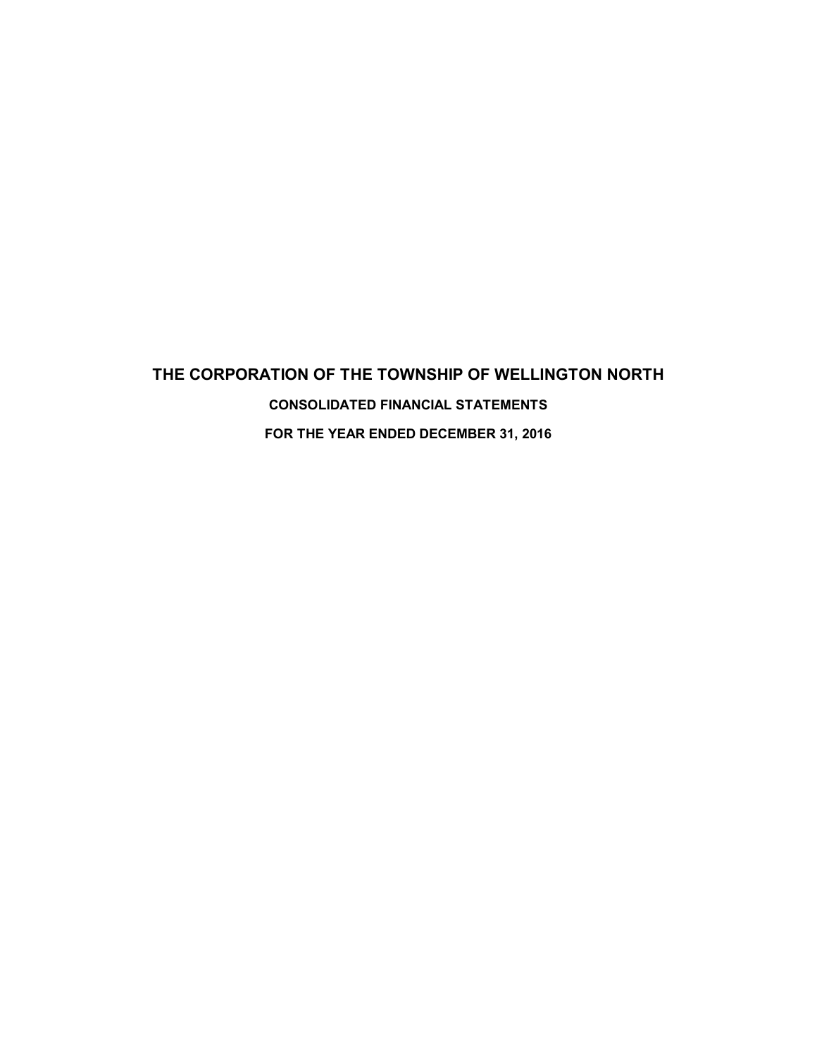# THE CORPORATION OF THE TOWNSHIP OF WELLINGTON NORTH

## CONSOLIDATED FINANCIAL STATEMENTS

## FOR THE YEAR ENDED DECEMBER 31, 2016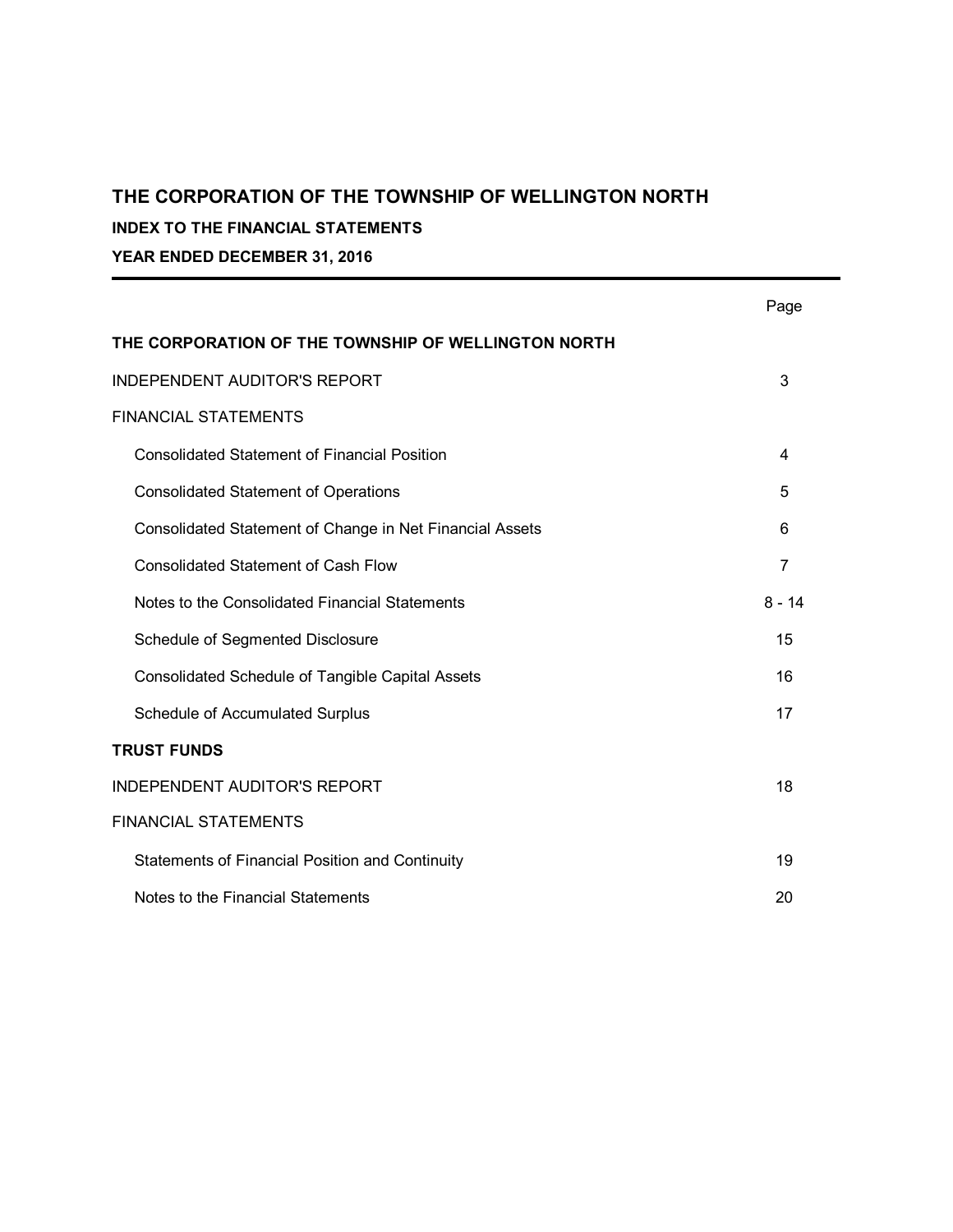# THE CORPORATION OF THE TOWNSHIP OF WELLINGTON NORTH

**INDEX TO THE FINANCIAL STATEMENTS**

**YEAR ENDED DECEMBER 31, 2016**

| | Page |
|---|---|
| **THE CORPORATION OF THE TOWNSHIP OF WELLINGTON NORTH** | |
| INDEPENDENT AUDITOR'S REPORT | 3 |
| FINANCIAL STATEMENTS | |
| Consolidated Statement of Financial Position | 4 |
| Consolidated Statement of Operations | 5 |
| Consolidated Statement of Change in Net Financial Assets | 6 |
| Consolidated Statement of Cash Flow | 7 |
| Notes to the Consolidated Financial Statements | 8 - 14 |
| Schedule of Segmented Disclosure | 15 |
| Consolidated Schedule of Tangible Capital Assets | 16 |
| Schedule of Accumulated Surplus | 17 |
| **TRUST FUNDS** | |
| INDEPENDENT AUDITOR'S REPORT | 18 |
| FINANCIAL STATEMENTS | |
| Statements of Financial Position and Continuity | 19 |
| Notes to the Financial Statements | 20 |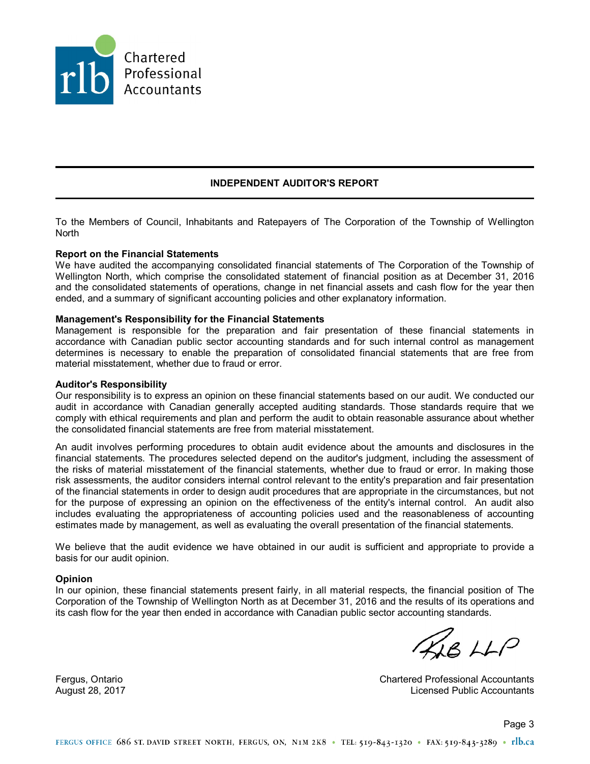Chartered
Professional
Accountants

# INDEPENDENT AUDITOR'S REPORT

To the Members of Council, Inhabitants and Ratepayers of The Corporation of the Township of Wellington North

**Report on the Financial Statements**

We have audited the accompanying consolidated financial statements of The Corporation of the Township of Wellington North, which comprise the consolidated statement of financial position as at December 31, 2016 and the consolidated statements of operations, change in net financial assets and cash flow for the year then ended, and a summary of significant accounting policies and other explanatory information.

**Management's Responsibility for the Financial Statements**

Management is responsible for the preparation and fair presentation of these financial statements in accordance with Canadian public sector accounting standards and for such internal control as management determines is necessary to enable the preparation of consolidated financial statements that are free from material misstatement, whether due to fraud or error.

**Auditor's Responsibility**

Our responsibility is to express an opinion on these financial statements based on our audit. We conducted our audit in accordance with Canadian generally accepted auditing standards. Those standards require that we comply with ethical requirements and plan and perform the audit to obtain reasonable assurance about whether the consolidated financial statements are free from material misstatement.

An audit involves performing procedures to obtain audit evidence about the amounts and disclosures in the financial statements. The procedures selected depend on the auditor's judgment, including the assessment of the risks of material misstatement of the financial statements, whether due to fraud or error. In making those risk assessments, the auditor considers internal control relevant to the entity's preparation and fair presentation of the financial statements in order to design audit procedures that are appropriate in the circumstances, but not for the purpose of expressing an opinion on the effectiveness of the entity's internal control. An audit also includes evaluating the appropriateness of accounting policies used and the reasonableness of accounting estimates made by management, as well as evaluating the overall presentation of the financial statements.

We believe that the audit evidence we have obtained in our audit is sufficient and appropriate to provide a basis for our audit opinion.

**Opinion**

In our opinion, these financial statements present fairly, in all material respects, the financial position of The Corporation of the Township of Wellington North as at December 31, 2016 and the results of its operations and its cash flow for the year then ended in accordance with Canadian public sector accounting standards.

RLB LLP

Fergus, Ontario
August 28, 2017

Chartered Professional Accountants
Licensed Public Accountants

FERGUS OFFICE 686 ST. DAVID STREET NORTH, FERGUS, ON, N1M 2K8 • TEL: 519-843-1320 • FAX: 519-843-3289 • rlb.ca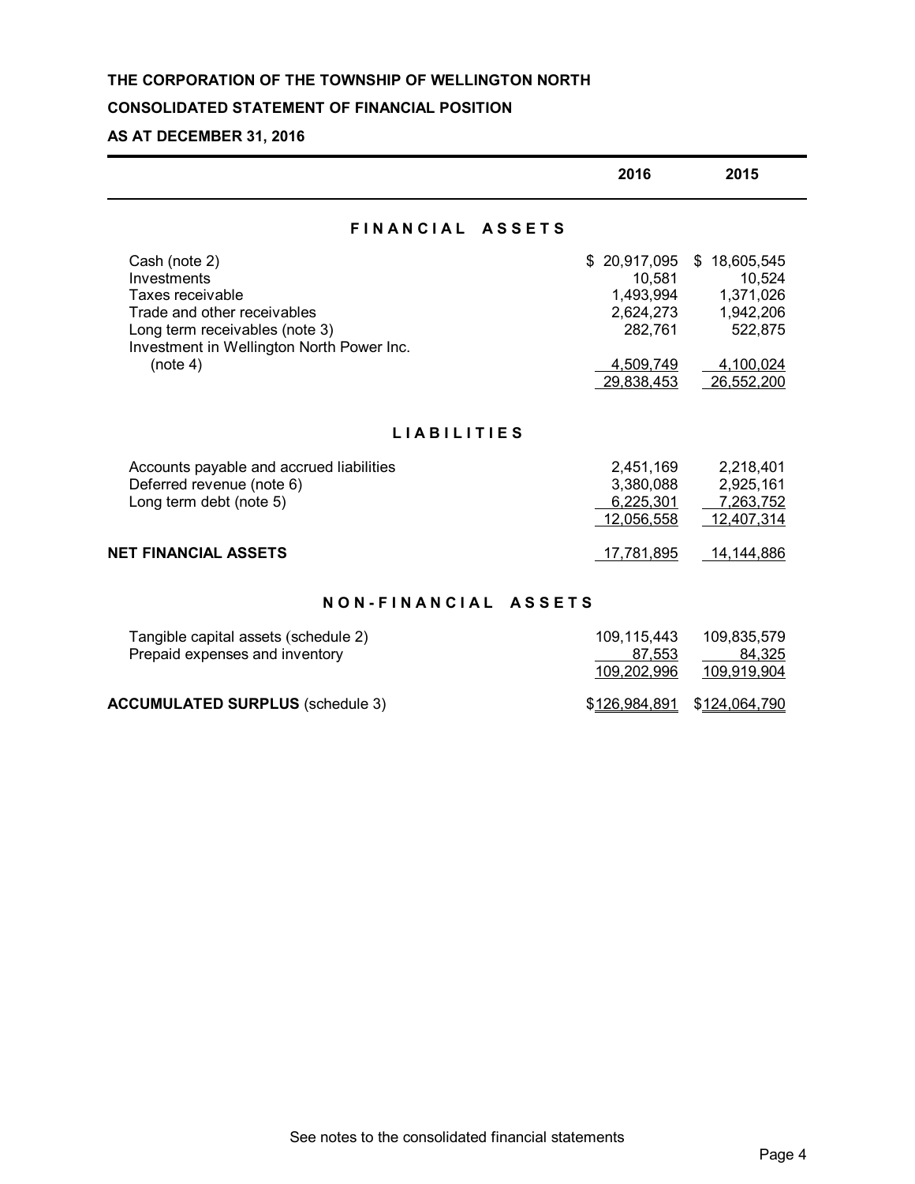**THE CORPORATION OF THE TOWNSHIP OF WELLINGTON NORTH**

**CONSOLIDATED STATEMENT OF FINANCIAL POSITION**

**AS AT DECEMBER 31, 2016**

| | 2016 | 2015 |
|---|---|---|
| **FINANCIAL ASSETS** | | |
| Cash (note 2) | $ 20,917,095 | $ 18,605,545 |
| Investments | 10,581 | 10,524 |
| Taxes receivable | 1,493,994 | 1,371,026 |
| Trade and other receivables | 2,624,273 | 1,942,206 |
| Long term receivables (note 3) | 282,761 | 522,875 |
| Investment in Wellington North Power Inc. (note 4) | 4,509,749 | 4,100,024 |
| | 29,838,453 | 26,552,200 |
| **LIABILITIES** | | |
| Accounts payable and accrued liabilities | 2,451,169 | 2,218,401 |
| Deferred revenue (note 6) | 3,380,088 | 2,925,161 |
| Long term debt (note 5) | 6,225,301 | 7,263,752 |
| | 12,056,558 | 12,407,314 |
| **NET FINANCIAL ASSETS** | 17,781,895 | 14,144,886 |
| **NON-FINANCIAL ASSETS** | | |
| Tangible capital assets (schedule 2) | 109,115,443 | 109,835,579 |
| Prepaid expenses and inventory | 87,553 | 84,325 |
| | 109,202,996 | 109,919,904 |
| **ACCUMULATED SURPLUS** (schedule 3) | $126,984,891 | $124,064,790 |

See notes to the consolidated financial statements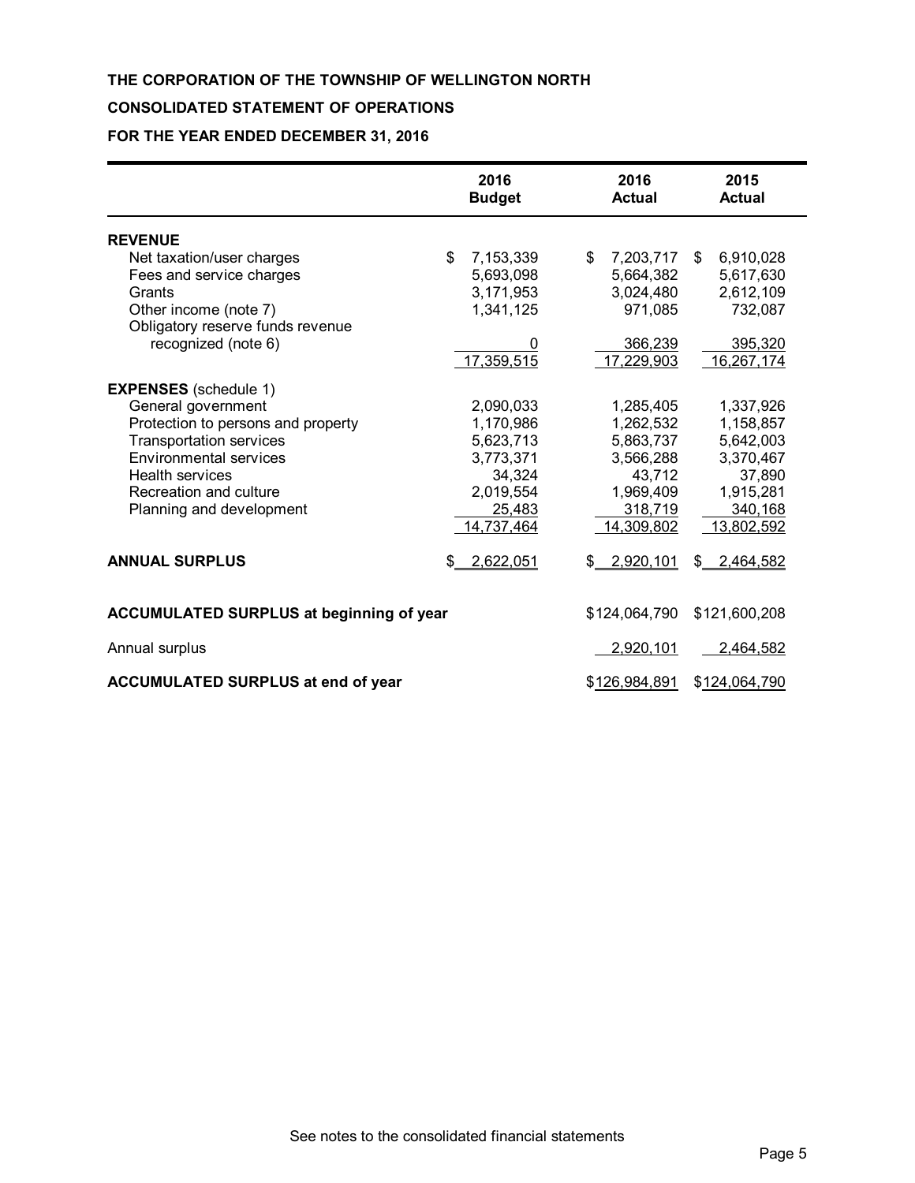**THE CORPORATION OF THE TOWNSHIP OF WELLINGTON NORTH**

**CONSOLIDATED STATEMENT OF OPERATIONS**

**FOR THE YEAR ENDED DECEMBER 31, 2016**

| | 2016 Budget | 2016 Actual | 2015 Actual |
|---|---|---|---|
| **REVENUE** | | | |
| Net taxation/user charges | $ 7,153,339 | $ 7,203,717 | $ 6,910,028 |
| Fees and service charges | 5,693,098 | 5,664,382 | 5,617,630 |
| Grants | 3,171,953 | 3,024,480 | 2,612,109 |
| Other income (note 7) | 1,341,125 | 971,085 | 732,087 |
| Obligatory reserve funds revenue recognized (note 6) | 0 | 366,239 | 395,320 |
| | 17,359,515 | 17,229,903 | 16,267,174 |
| **EXPENSES** (schedule 1) | | | |
| General government | 2,090,033 | 1,285,405 | 1,337,926 |
| Protection to persons and property | 1,170,986 | 1,262,532 | 1,158,857 |
| Transportation services | 5,623,713 | 5,863,737 | 5,642,003 |
| Environmental services | 3,773,371 | 3,566,288 | 3,370,467 |
| Health services | 34,324 | 43,712 | 37,890 |
| Recreation and culture | 2,019,554 | 1,969,409 | 1,915,281 |
| Planning and development | 25,483 | 318,719 | 340,168 |
| | 14,737,464 | 14,309,802 | 13,802,592 |
| **ANNUAL SURPLUS** | $ 2,622,051 | $ 2,920,101 | $ 2,464,582 |
| | | | |
| **ACCUMULATED SURPLUS at beginning of year** | | $124,064,790 | $121,600,208 |
| Annual surplus | | 2,920,101 | 2,464,582 |
| **ACCUMULATED SURPLUS at end of year** | | $126,984,891 | $124,064,790 |

See notes to the consolidated financial statements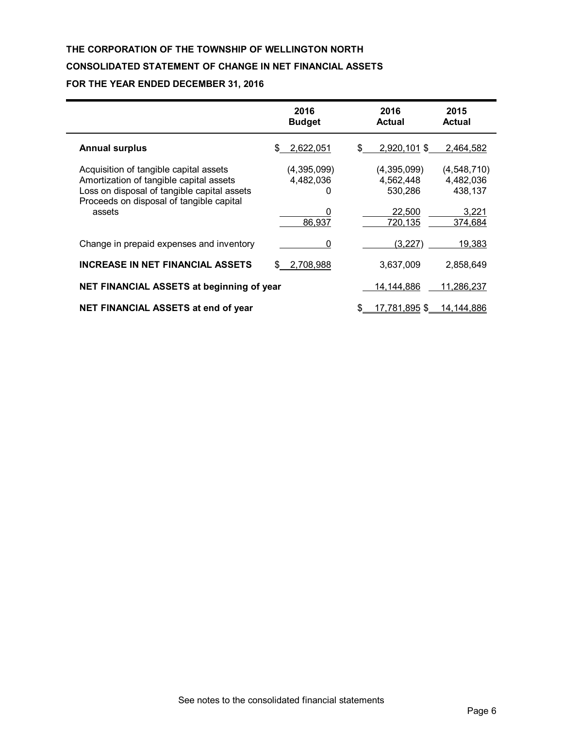**THE CORPORATION OF THE TOWNSHIP OF WELLINGTON NORTH**

**CONSOLIDATED STATEMENT OF CHANGE IN NET FINANCIAL ASSETS**

**FOR THE YEAR ENDED DECEMBER 31, 2016**

| | 2016 Budget | 2016 Actual | 2015 Actual |
|---|---|---|---|
| **Annual surplus** | $ 2,622,051 | $ 2,920,101 | $ 2,464,582 |
| Acquisition of tangible capital assets | (4,395,099) | (4,395,099) | (4,548,710) |
| Amortization of tangible capital assets | 4,482,036 | 4,562,448 | 4,482,036 |
| Loss on disposal of tangible capital assets | 0 | 530,286 | 438,137 |
| Proceeds on disposal of tangible capital assets | 0 | 22,500 | 3,221 |
| | 86,937 | 720,135 | 374,684 |
| Change in prepaid expenses and inventory | 0 | (3,227) | 19,383 |
| **INCREASE IN NET FINANCIAL ASSETS** | $ 2,708,988 | 3,637,009 | 2,858,649 |
| **NET FINANCIAL ASSETS at beginning of year** | | 14,144,886 | 11,286,237 |
| **NET FINANCIAL ASSETS at end of year** | | $ 17,781,895 | $ 14,144,886 |

See notes to the consolidated financial statements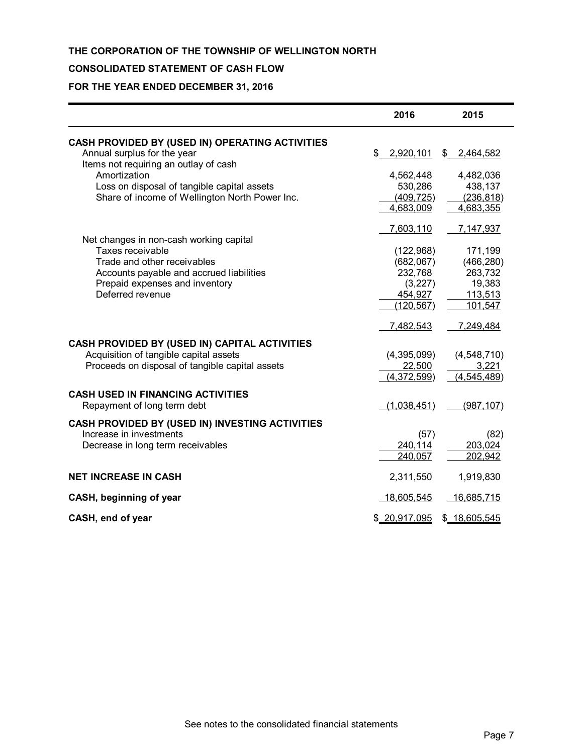**THE CORPORATION OF THE TOWNSHIP OF WELLINGTON NORTH**

**CONSOLIDATED STATEMENT OF CASH FLOW**

**FOR THE YEAR ENDED DECEMBER 31, 2016**

| | 2016 | 2015 |
|---|---|---|
| **CASH PROVIDED BY (USED IN) OPERATING ACTIVITIES** | | |
| Annual surplus for the year | $ 2,920,101 | $ 2,464,582 |
| Items not requiring an outlay of cash | | |
| Amortization | 4,562,448 | 4,482,036 |
| Loss on disposal of tangible capital assets | 530,286 | 438,137 |
| Share of income of Wellington North Power Inc. | (409,725) | (236,818) |
| | 4,683,009 | 4,683,355 |
| | 7,603,110 | 7,147,937 |
| Net changes in non-cash working capital | | |
| Taxes receivable | (122,968) | 171,199 |
| Trade and other receivables | (682,067) | (466,280) |
| Accounts payable and accrued liabilities | 232,768 | 263,732 |
| Prepaid expenses and inventory | (3,227) | 19,383 |
| Deferred revenue | 454,927 | 113,513 |
| | (120,567) | 101,547 |
| | 7,482,543 | 7,249,484 |
| **CASH PROVIDED BY (USED IN) CAPITAL ACTIVITIES** | | |
| Acquisition of tangible capital assets | (4,395,099) | (4,548,710) |
| Proceeds on disposal of tangible capital assets | 22,500 | 3,221 |
| | (4,372,599) | (4,545,489) |
| **CASH USED IN FINANCING ACTIVITIES** | | |
| Repayment of long term debt | (1,038,451) | (987,107) |
| **CASH PROVIDED BY (USED IN) INVESTING ACTIVITIES** | | |
| Increase in investments | (57) | (82) |
| Decrease in long term receivables | 240,114 | 203,024 |
| | 240,057 | 202,942 |
| **NET INCREASE IN CASH** | 2,311,550 | 1,919,830 |
| **CASH, beginning of year** | 18,605,545 | 16,685,715 |
| **CASH, end of year** | $ 20,917,095 | $ 18,605,545 |

See notes to the consolidated financial statements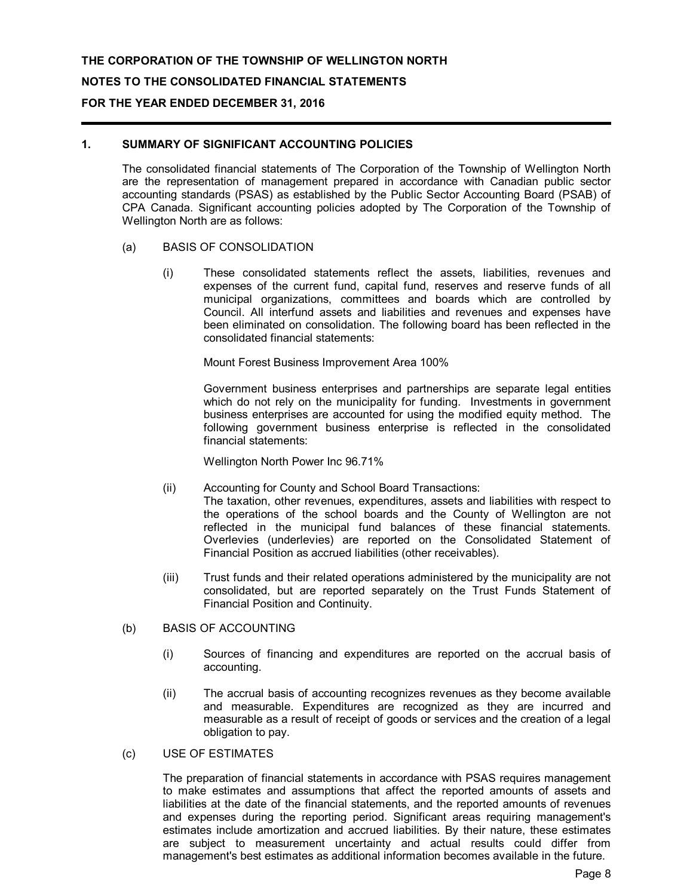**THE CORPORATION OF THE TOWNSHIP OF WELLINGTON NORTH**

**NOTES TO THE CONSOLIDATED FINANCIAL STATEMENTS**

**FOR THE YEAR ENDED DECEMBER 31, 2016**

## 1. SUMMARY OF SIGNIFICANT ACCOUNTING POLICIES

The consolidated financial statements of The Corporation of the Township of Wellington North are the representation of management prepared in accordance with Canadian public sector accounting standards (PSAS) as established by the Public Sector Accounting Board (PSAB) of CPA Canada. Significant accounting policies adopted by The Corporation of the Township of Wellington North are as follows:

### (a) BASIS OF CONSOLIDATION

(i) These consolidated statements reflect the assets, liabilities, revenues and expenses of the current fund, capital fund, reserves and reserve funds of all municipal organizations, committees and boards which are controlled by Council. All interfund assets and liabilities and revenues and expenses have been eliminated on consolidation. The following board has been reflected in the consolidated financial statements:

Mount Forest Business Improvement Area 100%

Government business enterprises and partnerships are separate legal entities which do not rely on the municipality for funding. Investments in government business enterprises are accounted for using the modified equity method. The following government business enterprise is reflected in the consolidated financial statements:

Wellington North Power Inc 96.71%

(ii) Accounting for County and School Board Transactions:
The taxation, other revenues, expenditures, assets and liabilities with respect to the operations of the school boards and the County of Wellington are not reflected in the municipal fund balances of these financial statements. Overlevies (underlevies) are reported on the Consolidated Statement of Financial Position as accrued liabilities (other receivables).

(iii) Trust funds and their related operations administered by the municipality are not consolidated, but are reported separately on the Trust Funds Statement of Financial Position and Continuity.

### (b) BASIS OF ACCOUNTING

(i) Sources of financing and expenditures are reported on the accrual basis of accounting.

(ii) The accrual basis of accounting recognizes revenues as they become available and measurable. Expenditures are recognized as they are incurred and measurable as a result of receipt of goods or services and the creation of a legal obligation to pay.

### (c) USE OF ESTIMATES

The preparation of financial statements in accordance with PSAS requires management to make estimates and assumptions that affect the reported amounts of assets and liabilities at the date of the financial statements, and the reported amounts of revenues and expenses during the reporting period. Significant areas requiring management's estimates include amortization and accrued liabilities. By their nature, these estimates are subject to measurement uncertainty and actual results could differ from management's best estimates as additional information becomes available in the future.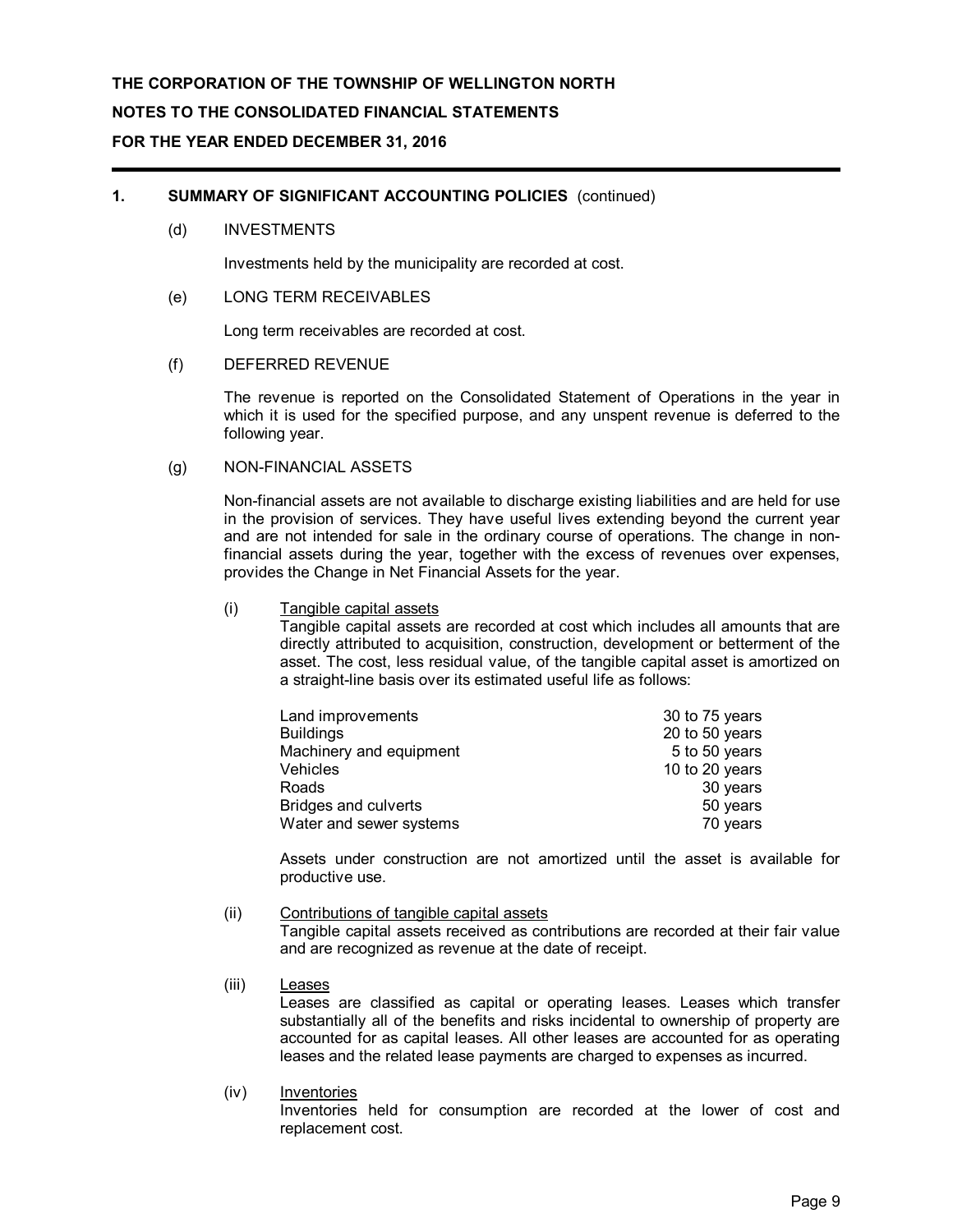**THE CORPORATION OF THE TOWNSHIP OF WELLINGTON NORTH**

**NOTES TO THE CONSOLIDATED FINANCIAL STATEMENTS**

**FOR THE YEAR ENDED DECEMBER 31, 2016**

## 1. SUMMARY OF SIGNIFICANT ACCOUNTING POLICIES (continued)

### (d) INVESTMENTS

Investments held by the municipality are recorded at cost.

### (e) LONG TERM RECEIVABLES

Long term receivables are recorded at cost.

### (f) DEFERRED REVENUE

The revenue is reported on the Consolidated Statement of Operations in the year in which it is used for the specified purpose, and any unspent revenue is deferred to the following year.

### (g) NON-FINANCIAL ASSETS

Non-financial assets are not available to discharge existing liabilities and are held for use in the provision of services. They have useful lives extending beyond the current year and are not intended for sale in the ordinary course of operations. The change in non-financial assets during the year, together with the excess of revenues over expenses, provides the Change in Net Financial Assets for the year.

(i) Tangible capital assets

Tangible capital assets are recorded at cost which includes all amounts that are directly attributed to acquisition, construction, development or betterment of the asset. The cost, less residual value, of the tangible capital asset is amortized on a straight-line basis over its estimated useful life as follows:

| | |
|---|---|
| Land improvements | 30 to 75 years |
| Buildings | 20 to 50 years |
| Machinery and equipment | 5 to 50 years |
| Vehicles | 10 to 20 years |
| Roads | 30 years |
| Bridges and culverts | 50 years |
| Water and sewer systems | 70 years |

Assets under construction are not amortized until the asset is available for productive use.

(ii) Contributions of tangible capital assets

Tangible capital assets received as contributions are recorded at their fair value and are recognized as revenue at the date of receipt.

(iii) Leases

Leases are classified as capital or operating leases. Leases which transfer substantially all of the benefits and risks incidental to ownership of property are accounted for as capital leases. All other leases are accounted for as operating leases and the related lease payments are charged to expenses as incurred.

(iv) Inventories

Inventories held for consumption are recorded at the lower of cost and replacement cost.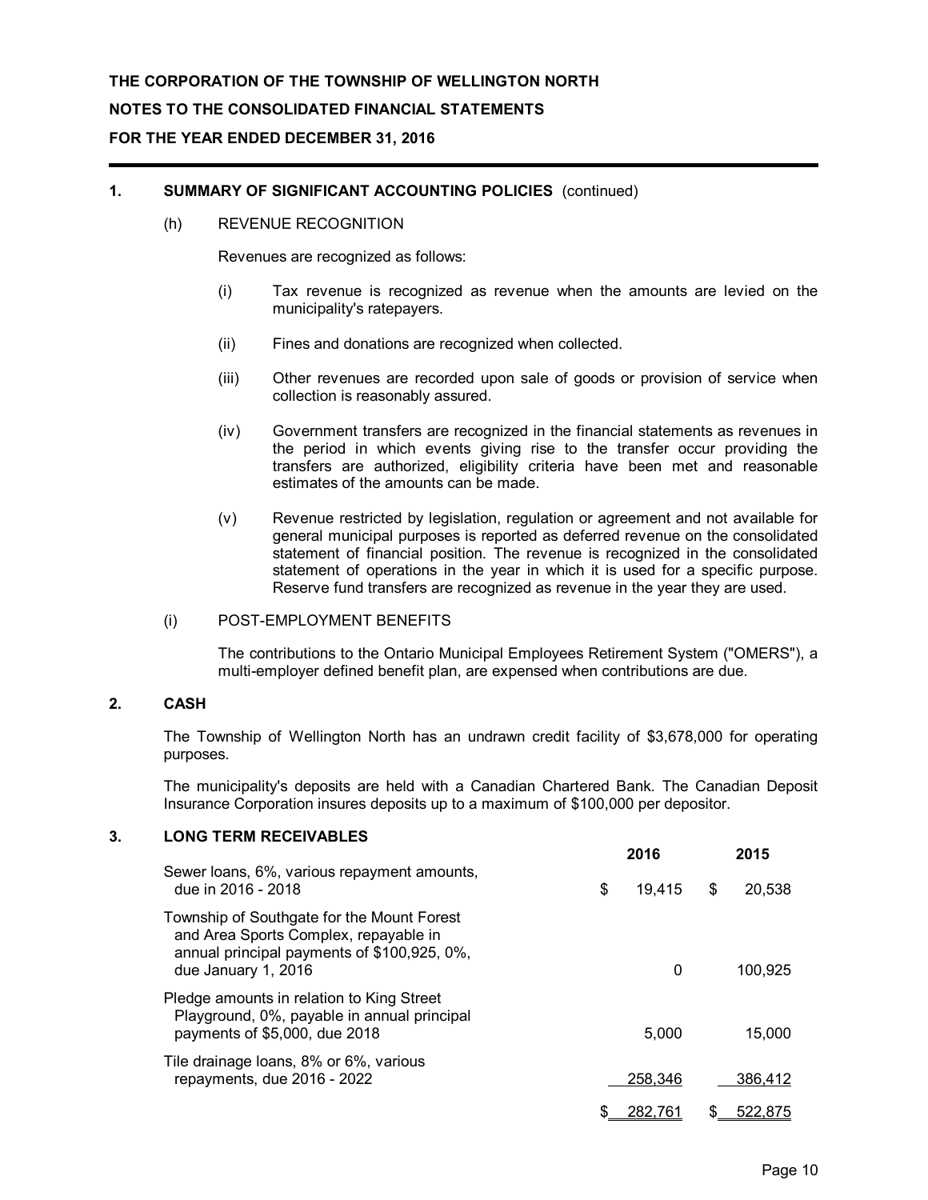**THE CORPORATION OF THE TOWNSHIP OF WELLINGTON NORTH**

**NOTES TO THE CONSOLIDATED FINANCIAL STATEMENTS**

**FOR THE YEAR ENDED DECEMBER 31, 2016**

## 1. SUMMARY OF SIGNIFICANT ACCOUNTING POLICIES (continued)

### (h) REVENUE RECOGNITION

Revenues are recognized as follows:

(i) Tax revenue is recognized as revenue when the amounts are levied on the municipality's ratepayers.

(ii) Fines and donations are recognized when collected.

(iii) Other revenues are recorded upon sale of goods or provision of service when collection is reasonably assured.

(iv) Government transfers are recognized in the financial statements as revenues in the period in which events giving rise to the transfer occur providing the transfers are authorized, eligibility criteria have been met and reasonable estimates of the amounts can be made.

(v) Revenue restricted by legislation, regulation or agreement and not available for general municipal purposes is reported as deferred revenue on the consolidated statement of financial position. The revenue is recognized in the consolidated statement of operations in the year in which it is used for a specific purpose. Reserve fund transfers are recognized as revenue in the year they are used.

### (i) POST-EMPLOYMENT BENEFITS

The contributions to the Ontario Municipal Employees Retirement System ("OMERS"), a multi-employer defined benefit plan, are expensed when contributions are due.

## 2. CASH

The Township of Wellington North has an undrawn credit facility of $3,678,000 for operating purposes.

The municipality's deposits are held with a Canadian Chartered Bank. The Canadian Deposit Insurance Corporation insures deposits up to a maximum of $100,000 per depositor.

## 3. LONG TERM RECEIVABLES

| | 2016 | 2015 |
|---|---|---|
| Sewer loans, 6%, various repayment amounts, due in 2016 - 2018 | $ 19,415 | $ 20,538 |
| Township of Southgate for the Mount Forest and Area Sports Complex, repayable in annual principal payments of $100,925, 0%, due January 1, 2016 | 0 | 100,925 |
| Pledge amounts in relation to King Street Playground, 0%, payable in annual principal payments of $5,000, due 2018 | 5,000 | 15,000 |
| Tile drainage loans, 8% or 6%, various repayments, due 2016 - 2022 | 258,346 | 386,412 |
| | $ 282,761 | $ 522,875 |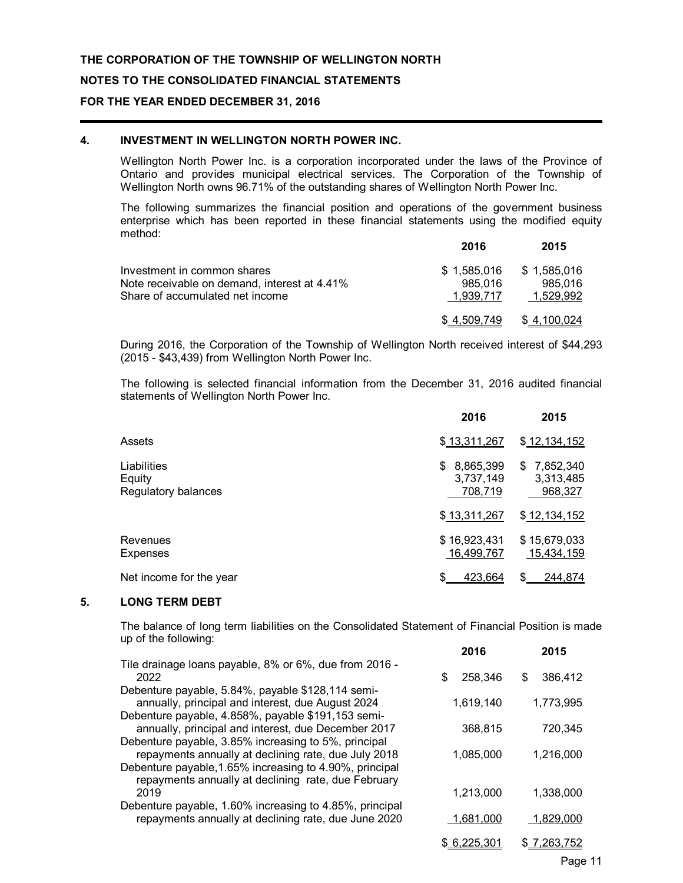**THE CORPORATION OF THE TOWNSHIP OF WELLINGTON NORTH**

**NOTES TO THE CONSOLIDATED FINANCIAL STATEMENTS**

**FOR THE YEAR ENDED DECEMBER 31, 2016**

## 4. INVESTMENT IN WELLINGTON NORTH POWER INC.

Wellington North Power Inc. is a corporation incorporated under the laws of the Province of Ontario and provides municipal electrical services. The Corporation of the Township of Wellington North owns 96.71% of the outstanding shares of Wellington North Power Inc.

The following summarizes the financial position and operations of the government business enterprise which has been reported in these financial statements using the modified equity method:

| | 2016 | 2015 |
|---|---|---|
| Investment in common shares | $ 1,585,016 | $ 1,585,016 |
| Note receivable on demand, interest at 4.41% | 985,016 | 985,016 |
| Share of accumulated net income | 1,939,717 | 1,529,992 |
| | $ 4,509,749 | $ 4,100,024 |

During 2016, the Corporation of the Township of Wellington North received interest of $44,293 (2015 - $43,439) from Wellington North Power Inc.

The following is selected financial information from the December 31, 2016 audited financial statements of Wellington North Power Inc.

| | 2016 | 2015 |
|---|---|---|
| Assets | $ 13,311,267 | $ 12,134,152 |
| Liabilities | $ 8,865,399 | $ 7,852,340 |
| Equity | 3,737,149 | 3,313,485 |
| Regulatory balances | 708,719 | 968,327 |
| | $ 13,311,267 | $ 12,134,152 |
| Revenues | $ 16,923,431 | $ 15,679,033 |
| Expenses | 16,499,767 | 15,434,159 |
| Net income for the year | $ 423,664 | $ 244,874 |

## 5. LONG TERM DEBT

The balance of long term liabilities on the Consolidated Statement of Financial Position is made up of the following:

| | 2016 | 2015 |
|---|---|---|
| Tile drainage loans payable, 8% or 6%, due from 2016 - 2022 | $ 258,346 | $ 386,412 |
| Debenture payable, 5.84%, payable $128,114 semi-annually, principal and interest, due August 2024 | 1,619,140 | 1,773,995 |
| Debenture payable, 4.858%, payable $191,153 semi-annually, principal and interest, due December 2017 | 368,815 | 720,345 |
| Debenture payable, 3.85% increasing to 5%, principal repayments annually at declining rate, due July 2018 | 1,085,000 | 1,216,000 |
| Debenture payable,1.65% increasing to 4.90%, principal repayments annually at declining rate, due February 2019 | 1,213,000 | 1,338,000 |
| Debenture payable, 1.60% increasing to 4.85%, principal repayments annually at declining rate, due June 2020 | 1,681,000 | 1,829,000 |
| | $ 6,225,301 | $ 7,263,752 |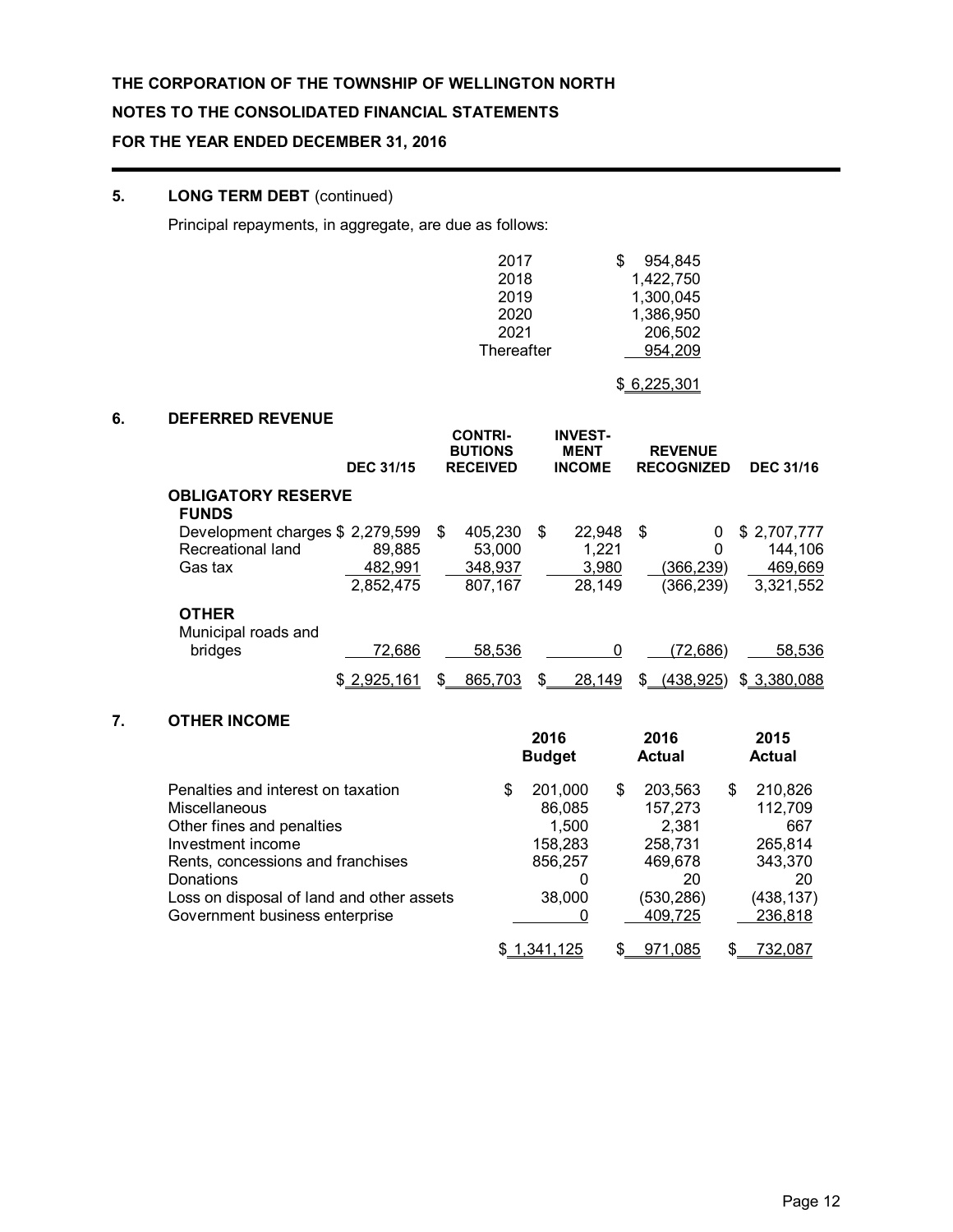**THE CORPORATION OF THE TOWNSHIP OF WELLINGTON NORTH**

**NOTES TO THE CONSOLIDATED FINANCIAL STATEMENTS**

**FOR THE YEAR ENDED DECEMBER 31, 2016**

## 5. LONG TERM DEBT (continued)

Principal repayments, in aggregate, are due as follows:

| | |
|---|---|
| 2017 | $ 954,845 |
| 2018 | 1,422,750 |
| 2019 | 1,300,045 |
| 2020 | 1,386,950 |
| 2021 | 206,502 |
| Thereafter | 954,209 |
| | $ 6,225,301 |

## 6. DEFERRED REVENUE

| | DEC 31/15 | CONTRI-BUTIONS RECEIVED | INVEST-MENT INCOME | REVENUE RECOGNIZED | DEC 31/16 |
|---|---|---|---|---|---|
| **OBLIGATORY RESERVE FUNDS** | | | | | |
| Development charges | $ 2,279,599 | $ 405,230 | $ 22,948 | $ 0 | $ 2,707,777 |
| Recreational land | 89,885 | 53,000 | 1,221 | 0 | 144,106 |
| Gas tax | 482,991 | 348,937 | 3,980 | (366,239) | 469,669 |
| | 2,852,475 | 807,167 | 28,149 | (366,239) | 3,321,552 |
| **OTHER** | | | | | |
| Municipal roads and bridges | 72,686 | 58,536 | 0 | (72,686) | 58,536 |
| | $ 2,925,161 | $ 865,703 | $ 28,149 | $ (438,925) | $ 3,380,088 |

## 7. OTHER INCOME

| | 2016 Budget | 2016 Actual | 2015 Actual |
|---|---|---|---|
| Penalties and interest on taxation | $ 201,000 | $ 203,563 | $ 210,826 |
| Miscellaneous | 86,085 | 157,273 | 112,709 |
| Other fines and penalties | 1,500 | 2,381 | 667 |
| Investment income | 158,283 | 258,731 | 265,814 |
| Rents, concessions and franchises | 856,257 | 469,678 | 343,370 |
| Donations | 0 | 20 | 20 |
| Loss on disposal of land and other assets | 38,000 | (530,286) | (438,137) |
| Government business enterprise | 0 | 409,725 | 236,818 |
| | $ 1,341,125 | $ 971,085 | $ 732,087 |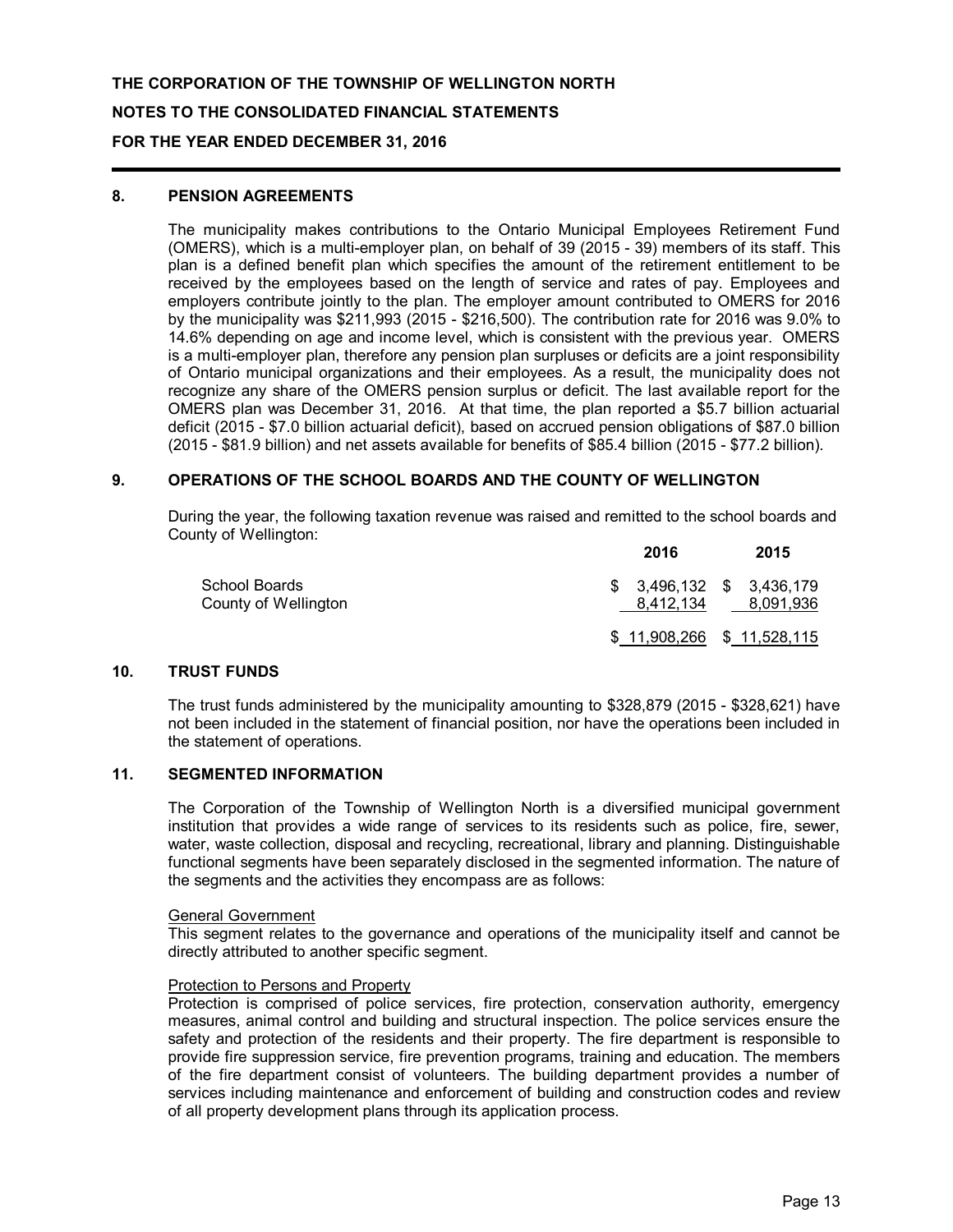**THE CORPORATION OF THE TOWNSHIP OF WELLINGTON NORTH**

**NOTES TO THE CONSOLIDATED FINANCIAL STATEMENTS**

**FOR THE YEAR ENDED DECEMBER 31, 2016**

## 8. PENSION AGREEMENTS

The municipality makes contributions to the Ontario Municipal Employees Retirement Fund (OMERS), which is a multi-employer plan, on behalf of 39 (2015 - 39) members of its staff. This plan is a defined benefit plan which specifies the amount of the retirement entitlement to be received by the employees based on the length of service and rates of pay. Employees and employers contribute jointly to the plan. The employer amount contributed to OMERS for 2016 by the municipality was $211,993 (2015 - $216,500). The contribution rate for 2016 was 9.0% to 14.6% depending on age and income level, which is consistent with the previous year. OMERS is a multi-employer plan, therefore any pension plan surpluses or deficits are a joint responsibility of Ontario municipal organizations and their employees. As a result, the municipality does not recognize any share of the OMERS pension surplus or deficit. The last available report for the OMERS plan was December 31, 2016. At that time, the plan reported a $5.7 billion actuarial deficit (2015 - $7.0 billion actuarial deficit), based on accrued pension obligations of $87.0 billion (2015 - $81.9 billion) and net assets available for benefits of $85.4 billion (2015 - $77.2 billion).

## 9. OPERATIONS OF THE SCHOOL BOARDS AND THE COUNTY OF WELLINGTON

During the year, the following taxation revenue was raised and remitted to the school boards and County of Wellington:

| | 2016 | 2015 |
|---|---|---|
| School Boards | $ 3,496,132 | $ 3,436,179 |
| County of Wellington | 8,412,134 | 8,091,936 |
| | $ 11,908,266 | $ 11,528,115 |

## 10. TRUST FUNDS

The trust funds administered by the municipality amounting to $328,879 (2015 - $328,621) have not been included in the statement of financial position, nor have the operations been included in the statement of operations.

## 11. SEGMENTED INFORMATION

The Corporation of the Township of Wellington North is a diversified municipal government institution that provides a wide range of services to its residents such as police, fire, sewer, water, waste collection, disposal and recycling, recreational, library and planning. Distinguishable functional segments have been separately disclosed in the segmented information. The nature of the segments and the activities they encompass are as follows:

General Government

This segment relates to the governance and operations of the municipality itself and cannot be directly attributed to another specific segment.

Protection to Persons and Property

Protection is comprised of police services, fire protection, conservation authority, emergency measures, animal control and building and structural inspection. The police services ensure the safety and protection of the residents and their property. The fire department is responsible to provide fire suppression service, fire prevention programs, training and education. The members of the fire department consist of volunteers. The building department provides a number of services including maintenance and enforcement of building and construction codes and review of all property development plans through its application process.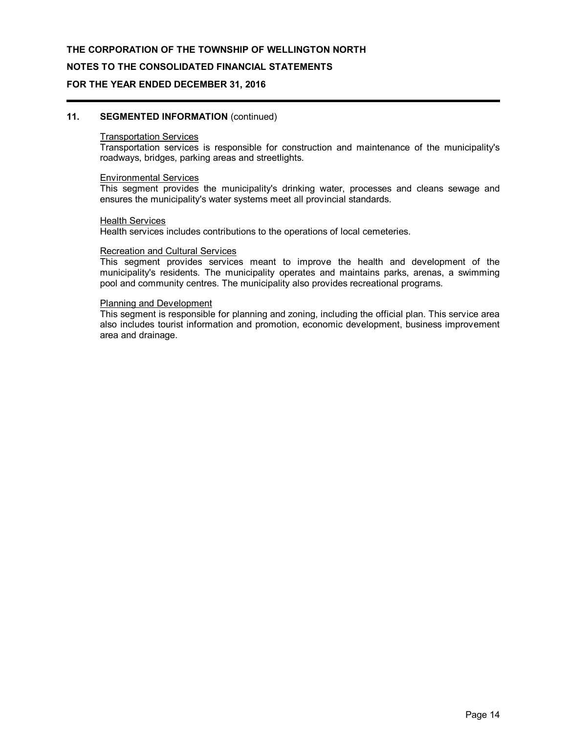## 11. SEGMENTED INFORMATION (continued)

Transportation Services

Transportation services is responsible for construction and maintenance of the municipality's roadways, bridges, parking areas and streetlights.

Environmental Services

This segment provides the municipality's drinking water, processes and cleans sewage and ensures the municipality's water systems meet all provincial standards.

Health Services

Health services includes contributions to the operations of local cemeteries.

Recreation and Cultural Services

This segment provides services meant to improve the health and development of the municipality's residents. The municipality operates and maintains parks, arenas, a swimming pool and community centres. The municipality also provides recreational programs.

Planning and Development

This segment is responsible for planning and zoning, including the official plan. This service area also includes tourist information and promotion, economic development, business improvement area and drainage.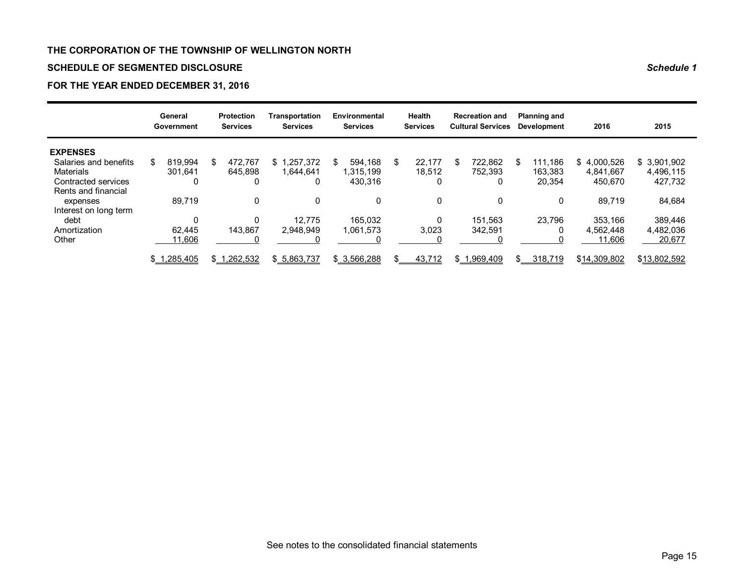**THE CORPORATION OF THE TOWNSHIP OF WELLINGTON NORTH**

**SCHEDULE OF SEGMENTED DISCLOSURE** ***Schedule 1***

**FOR THE YEAR ENDED DECEMBER 31, 2016**

| | General Government | Protection Services | Transportation Services | Environmental Services | Health Services | Recreation and Cultural Services | Planning and Development | 2016 | 2015 |
|---|---|---|---|---|---|---|---|---|---|
| **EXPENSES** | | | | | | | | | |
| Salaries and benefits | $ 819,994 | $ 472,767 | $ 1,257,372 | $ 594,168 | $ 22,177 | $ 722,862 | $ 111,186 | $ 4,000,526 | $ 3,901,902 |
| Materials | 301,641 | 645,898 | 1,644,641 | 1,315,199 | 18,512 | 752,393 | 163,383 | 4,841,667 | 4,496,115 |
| Contracted services | 0 | 0 | 0 | 430,316 | 0 | 0 | 20,354 | 450,670 | 427,732 |
| Rents and financial expenses | 89,719 | 0 | 0 | 0 | 0 | 0 | 0 | 89,719 | 84,684 |
| Interest on long term debt | 0 | 0 | 12,775 | 165,032 | 0 | 151,563 | 23,796 | 353,166 | 389,446 |
| Amortization | 62,445 | 143,867 | 2,948,949 | 1,061,573 | 3,023 | 342,591 | 0 | 4,562,448 | 4,482,036 |
| Other | 11,606 | 0 | 0 | 0 | 0 | 0 | 0 | 11,606 | 20,677 |
| | $ 1,285,405 | $ 1,262,532 | $ 5,863,737 | $ 3,566,288 | $ 43,712 | $ 1,969,409 | $ 318,719 | $14,309,802 | $13,802,592 |

See notes to the consolidated financial statements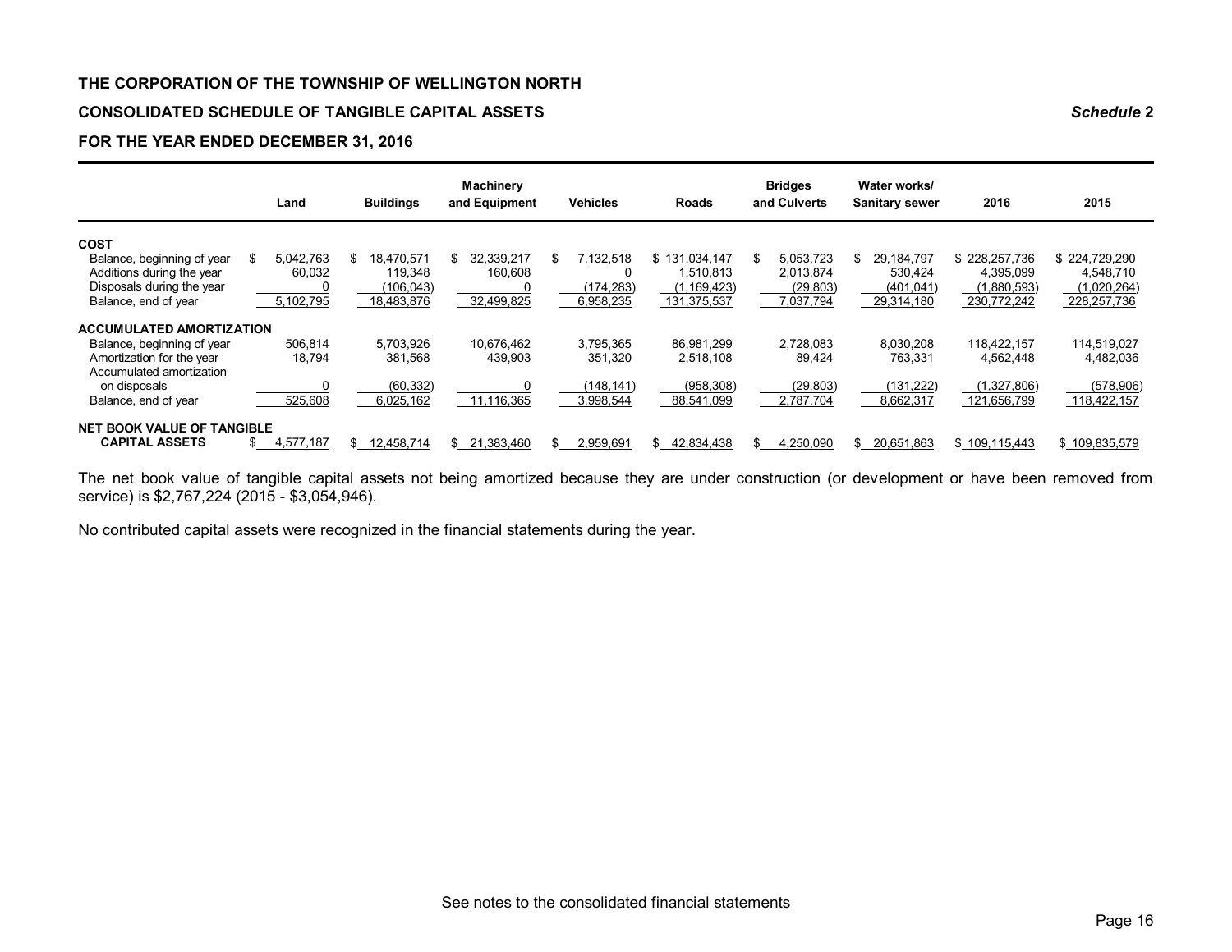**THE CORPORATION OF THE TOWNSHIP OF WELLINGTON NORTH**

**CONSOLIDATED SCHEDULE OF TANGIBLE CAPITAL ASSETS** *Schedule* **2**

**FOR THE YEAR ENDED DECEMBER 31, 2016**

| | Land | Buildings | Machinery and Equipment | Vehicles | Roads | Bridges and Culverts | Water works/ Sanitary sewer | 2016 | 2015 |
|---|---|---|---|---|---|---|---|---|---|
| **COST** | | | | | | | | | |
| Balance, beginning of year | $ 5,042,763 | $ 18,470,571 | $ 32,339,217 | $ 7,132,518 | $ 131,034,147 | $ 5,053,723 | $ 29,184,797 | $ 228,257,736 | $ 224,729,290 |
| Additions during the year | 60,032 | 119,348 | 160,608 | 0 | 1,510,813 | 2,013,874 | 530,424 | 4,395,099 | 4,548,710 |
| Disposals during the year | 0 | (106,043) | 0 | (174,283) | (1,169,423) | (29,803) | (401,041) | (1,880,593) | (1,020,264) |
| Balance, end of year | 5,102,795 | 18,483,876 | 32,499,825 | 6,958,235 | 131,375,537 | 7,037,794 | 29,314,180 | 230,772,242 | 228,257,736 |
| **ACCUMULATED AMORTIZATION** | | | | | | | | | |
| Balance, beginning of year | 506,814 | 5,703,926 | 10,676,462 | 3,795,365 | 86,981,299 | 2,728,083 | 8,030,208 | 118,422,157 | 114,519,027 |
| Amortization for the year | 18,794 | 381,568 | 439,903 | 351,320 | 2,518,108 | 89,424 | 763,331 | 4,562,448 | 4,482,036 |
| Accumulated amortization on disposals | 0 | (60,332) | 0 | (148,141) | (958,308) | (29,803) | (131,222) | (1,327,806) | (578,906) |
| Balance, end of year | 525,608 | 6,025,162 | 11,116,365 | 3,998,544 | 88,541,099 | 2,787,704 | 8,662,317 | 121,656,799 | 118,422,157 |
| **NET BOOK VALUE OF TANGIBLE CAPITAL ASSETS** | $ 4,577,187 | $ 12,458,714 | $ 21,383,460 | $ 2,959,691 | $ 42,834,438 | $ 4,250,090 | $ 20,651,863 | $ 109,115,443 | $ 109,835,579 |

The net book value of tangible capital assets not being amortized because they are under construction (or development or have been removed from service) is $2,767,224 (2015 - $3,054,946).

No contributed capital assets were recognized in the financial statements during the year.

See notes to the consolidated financial statements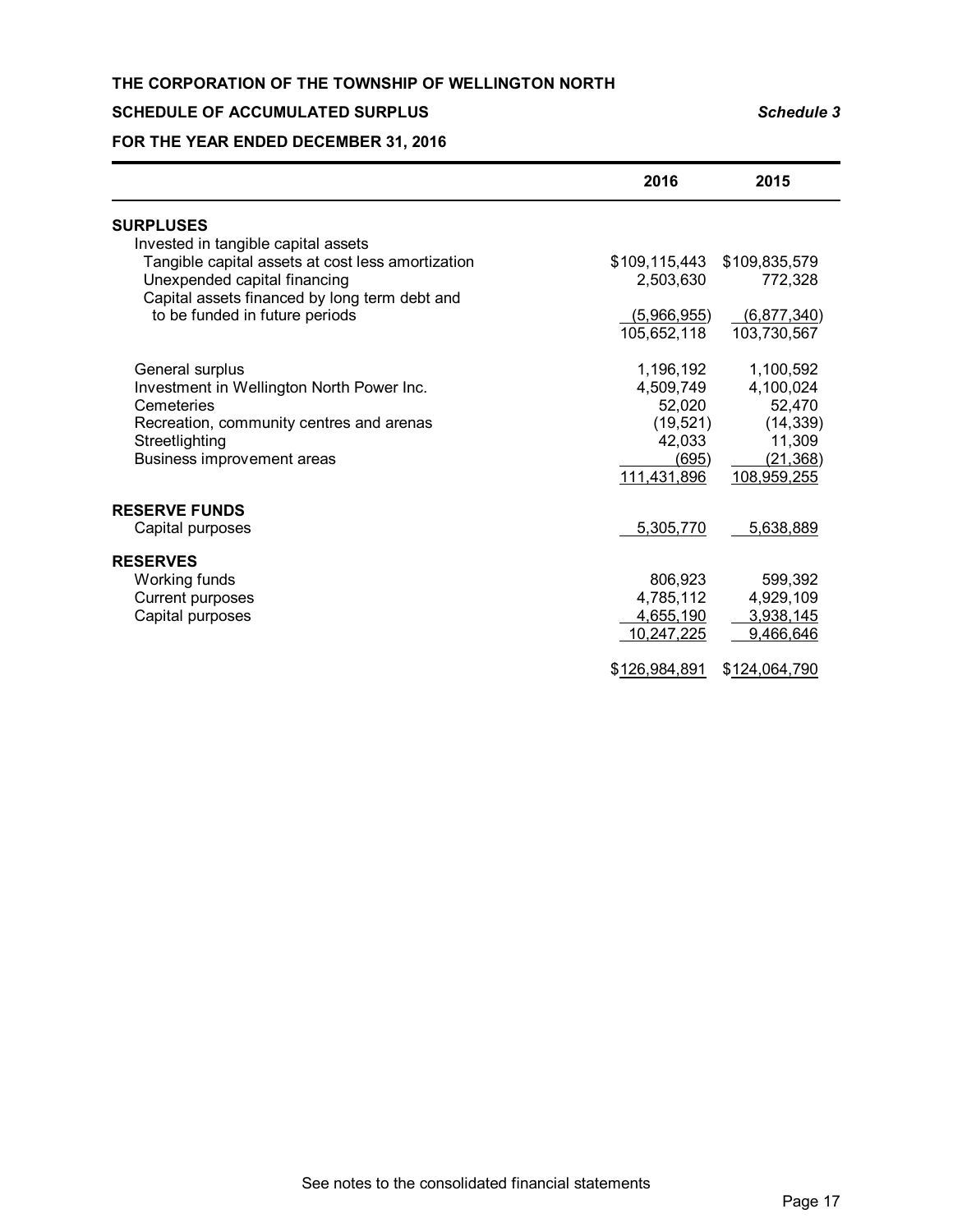**THE CORPORATION OF THE TOWNSHIP OF WELLINGTON NORTH**

**SCHEDULE OF ACCUMULATED SURPLUS** *Schedule 3*

**FOR THE YEAR ENDED DECEMBER 31, 2016**

| | 2016 | 2015 |
|---|---|---|
| **SURPLUSES** | | |
| Invested in tangible capital assets | | |
| Tangible capital assets at cost less amortization | $109,115,443 | $109,835,579 |
| Unexpended capital financing | 2,503,630 | 772,328 |
| Capital assets financed by long term debt and to be funded in future periods | (5,966,955) | (6,877,340) |
| | 105,652,118 | 103,730,567 |
| General surplus | 1,196,192 | 1,100,592 |
| Investment in Wellington North Power Inc. | 4,509,749 | 4,100,024 |
| Cemeteries | 52,020 | 52,470 |
| Recreation, community centres and arenas | (19,521) | (14,339) |
| Streetlighting | 42,033 | 11,309 |
| Business improvement areas | (695) | (21,368) |
| | 111,431,896 | 108,959,255 |
| **RESERVE FUNDS** | | |
| Capital purposes | 5,305,770 | 5,638,889 |
| **RESERVES** | | |
| Working funds | 806,923 | 599,392 |
| Current purposes | 4,785,112 | 4,929,109 |
| Capital purposes | 4,655,190 | 3,938,145 |
| | 10,247,225 | 9,466,646 |
| | $126,984,891 | $124,064,790 |

See notes to the consolidated financial statements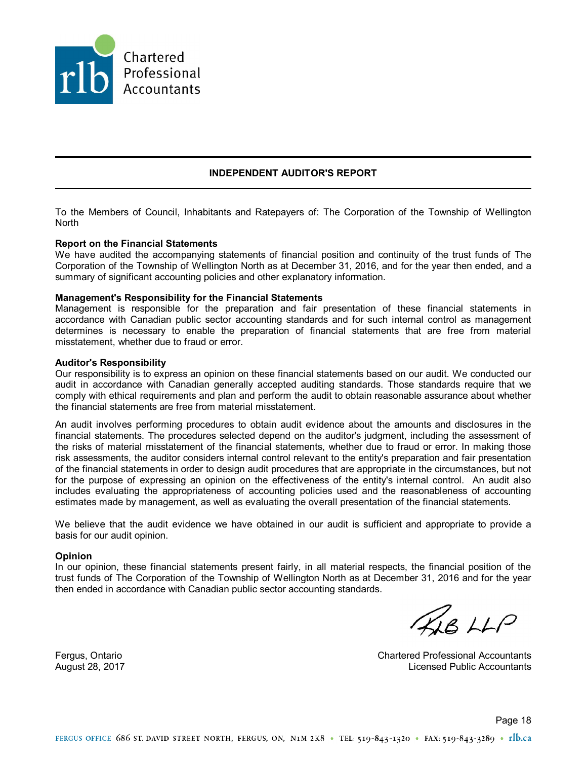rlb Chartered Professional Accountants

# INDEPENDENT AUDITOR'S REPORT

To the Members of Council, Inhabitants and Ratepayers of: The Corporation of the Township of Wellington North

**Report on the Financial Statements**
We have audited the accompanying statements of financial position and continuity of the trust funds of The Corporation of the Township of Wellington North as at December 31, 2016, and for the year then ended, and a summary of significant accounting policies and other explanatory information.

**Management's Responsibility for the Financial Statements**
Management is responsible for the preparation and fair presentation of these financial statements in accordance with Canadian public sector accounting standards and for such internal control as management determines is necessary to enable the preparation of financial statements that are free from material misstatement, whether due to fraud or error.

**Auditor's Responsibility**
Our responsibility is to express an opinion on these financial statements based on our audit. We conducted our audit in accordance with Canadian generally accepted auditing standards. Those standards require that we comply with ethical requirements and plan and perform the audit to obtain reasonable assurance about whether the financial statements are free from material misstatement.

An audit involves performing procedures to obtain audit evidence about the amounts and disclosures in the financial statements. The procedures selected depend on the auditor's judgment, including the assessment of the risks of material misstatement of the financial statements, whether due to fraud or error. In making those risk assessments, the auditor considers internal control relevant to the entity's preparation and fair presentation of the financial statements in order to design audit procedures that are appropriate in the circumstances, but not for the purpose of expressing an opinion on the effectiveness of the entity's internal control. An audit also includes evaluating the appropriateness of accounting policies used and the reasonableness of accounting estimates made by management, as well as evaluating the overall presentation of the financial statements.

We believe that the audit evidence we have obtained in our audit is sufficient and appropriate to provide a basis for our audit opinion.

**Opinion**
In our opinion, these financial statements present fairly, in all material respects, the financial position of the trust funds of The Corporation of the Township of Wellington North as at December 31, 2016 and for the year then ended in accordance with Canadian public sector accounting standards.

RLB LLP

Fergus, Ontario
August 28, 2017

Chartered Professional Accountants
Licensed Public Accountants

FERGUS OFFICE 686 ST. DAVID STREET NORTH, FERGUS, ON, N1M 2K8 • TEL: 519-843-1320 • FAX: 519-843-3289 • rlb.ca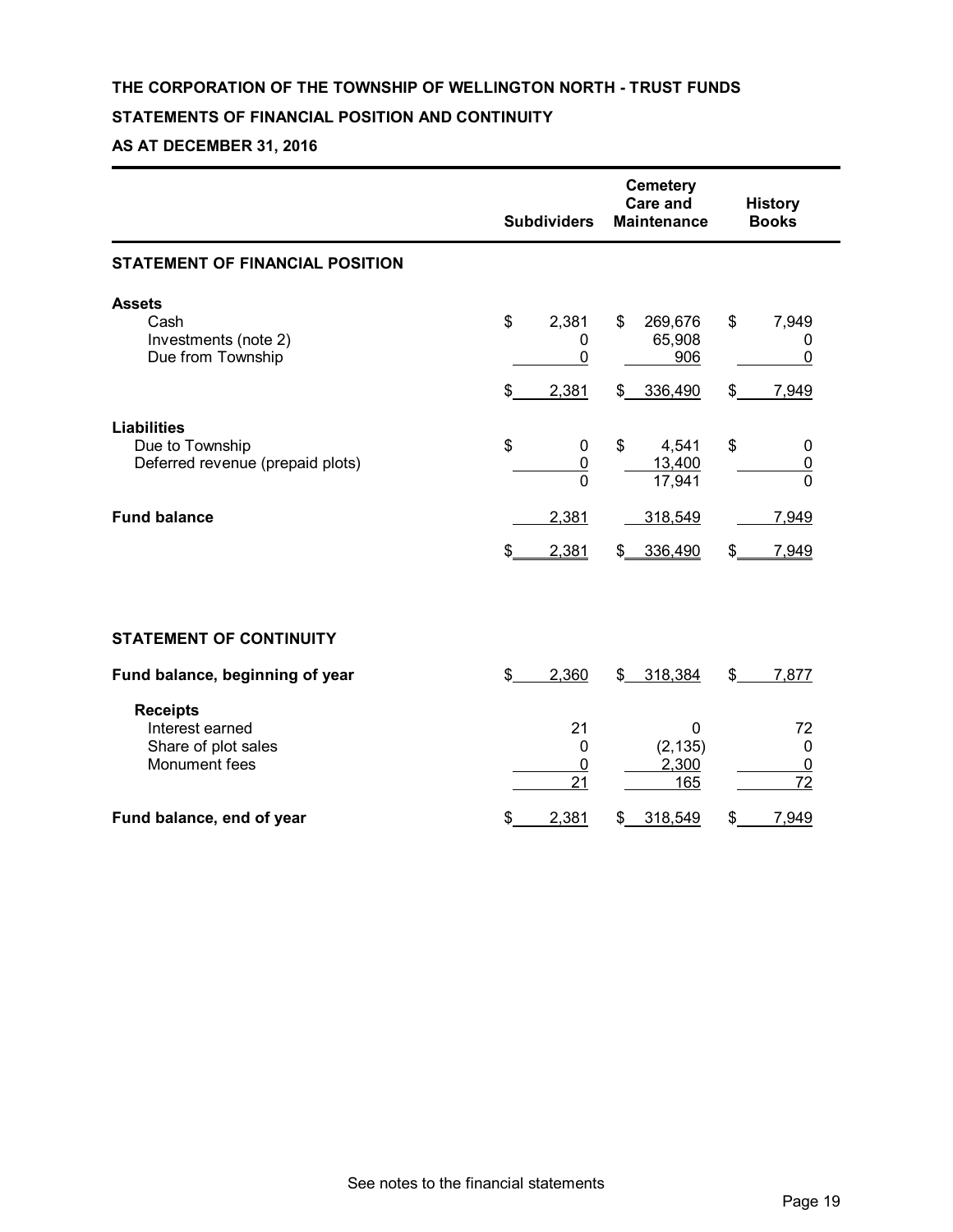**THE CORPORATION OF THE TOWNSHIP OF WELLINGTON NORTH - TRUST FUNDS**

**STATEMENTS OF FINANCIAL POSITION AND CONTINUITY**

**AS AT DECEMBER 31, 2016**

| | Subdividers | Cemetery Care and Maintenance | History Books |
|---|---|---|---|
| **STATEMENT OF FINANCIAL POSITION** | | | |
| **Assets** | | | |
| Cash | $ 2,381 | $ 269,676 | $ 7,949 |
| Investments (note 2) | 0 | 65,908 | 0 |
| Due from Township | 0 | 906 | 0 |
| | $ 2,381 | $ 336,490 | $ 7,949 |
| **Liabilities** | | | |
| Due to Township | $ 0 | $ 4,541 | $ 0 |
| Deferred revenue (prepaid plots) | 0 | 13,400 | 0 |
| | 0 | 17,941 | 0 |
| **Fund balance** | 2,381 | 318,549 | 7,949 |
| | $ 2,381 | $ 336,490 | $ 7,949 |
| **STATEMENT OF CONTINUITY** | | | |
| **Fund balance, beginning of year** | $ 2,360 | $ 318,384 | $ 7,877 |
| **Receipts** | | | |
| Interest earned | 21 | 0 | 72 |
| Share of plot sales | 0 | (2,135) | 0 |
| Monument fees | 0 | 2,300 | 0 |
| | 21 | 165 | 72 |
| **Fund balance, end of year** | $ 2,381 | $ 318,549 | $ 7,949 |

See notes to the financial statements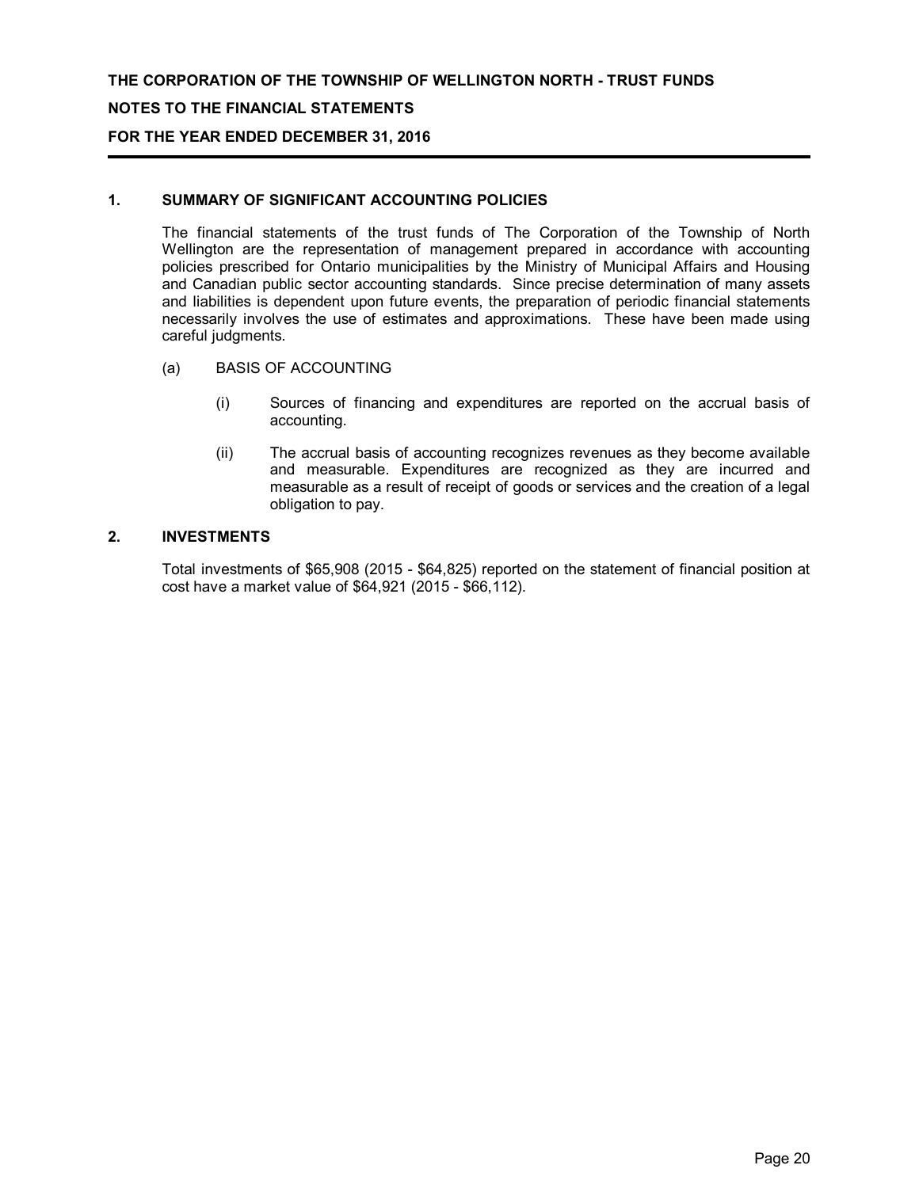**THE CORPORATION OF THE TOWNSHIP OF WELLINGTON NORTH - TRUST FUNDS**

**NOTES TO THE FINANCIAL STATEMENTS**

**FOR THE YEAR ENDED DECEMBER 31, 2016**

## 1. SUMMARY OF SIGNIFICANT ACCOUNTING POLICIES

The financial statements of the trust funds of The Corporation of the Township of North Wellington are the representation of management prepared in accordance with accounting policies prescribed for Ontario municipalities by the Ministry of Municipal Affairs and Housing and Canadian public sector accounting standards. Since precise determination of many assets and liabilities is dependent upon future events, the preparation of periodic financial statements necessarily involves the use of estimates and approximations. These have been made using careful judgments.

(a) BASIS OF ACCOUNTING

(i) Sources of financing and expenditures are reported on the accrual basis of accounting.

(ii) The accrual basis of accounting recognizes revenues as they become available and measurable. Expenditures are recognized as they are incurred and measurable as a result of receipt of goods or services and the creation of a legal obligation to pay.

## 2. INVESTMENTS

Total investments of $65,908 (2015 - $64,825) reported on the statement of financial position at cost have a market value of $64,921 (2015 - $66,112).